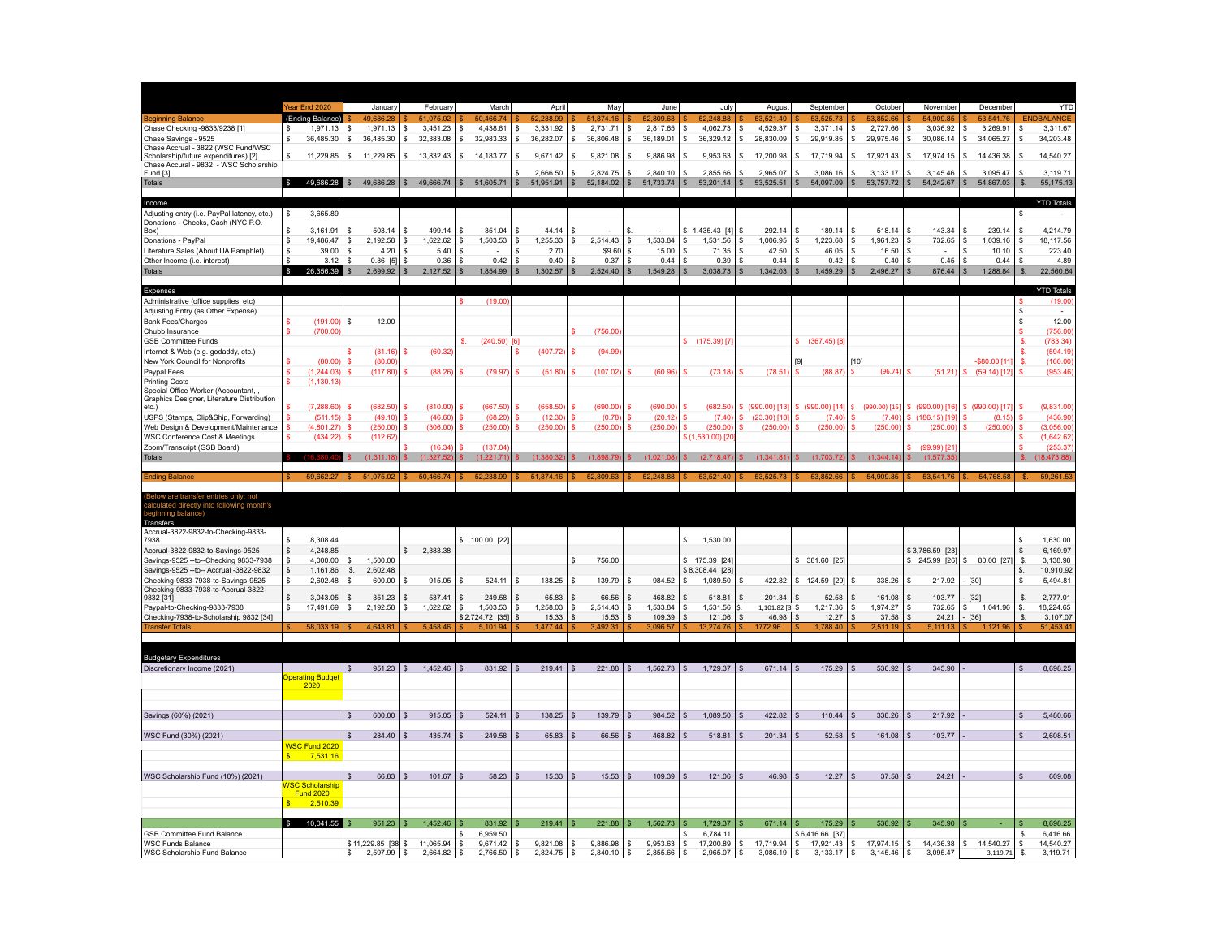| | Year End 2020 | January | February | March | April | May | June | July | August | September | October | November | December | YTD |
|---|---|---|---|---|---|---|---|---|---|---|---|---|---|---|
| Beginning Balance | (Ending Balance) | $ 49,686.28 | $ 51,075.02 | $ 50,466.74 | $ 52,238.99 | $ 51,874.16 | $ 52,809.63 | $ 52,248.88 | $ 53,521.40 | $ 53,525.73 | $ 53,852.66 | $ 54,909.85 | $ 53,541.76 | ENDBALANCE |
| Chase Checking -9833/9238 [1] | $ 1,971.13 | $ 1,971.13 | $ 3,451.23 | $ 4,438.61 | $ 3,331.92 | $ 2,731.71 | $ 2,817.65 | $ 4,062.73 | $ 4,529.37 | $ 3,371.14 | $ 2,727.66 | $ 3,036.92 | $ 3,269.91 | $ 3,311.67 |
| Chase Savings - 9525 | $ 36,485.30 | $ 36,485.30 | $ 32,383.08 | $ 32,983.33 | $ 36,282.07 | $ 36,806.48 | $ 36,189.01 | $ 36,329.12 | $ 28,830.09 | $ 29,919.85 | $ 29,975.46 | $ 30,086.14 | $ 34,065.27 | $ 34,203.48 |
| Chase Accrual - 3822 (WSC Fund/WSC Scholarship/future expenditures) [2] | $ 11,229.85 | $ 11,229.85 | $ 13,832.43 | $ 14,183.77 | $ 9,671.42 | $ 9,821.08 | $ 9,886.98 | $ 9,953.63 | $ 17,200.98 | $ 17,719.94 | $ 17,921.43 | $ 17,974.15 | $ 14,436.38 | $ 14,540.27 |
| Chase Accural - 9832 - WSC Scholarship Fund [3] | | | | | $ 2,666.50 | $ 2,824.75 | $ 2,840.10 | $ 2,855.66 | $ 2,965.07 | $ 3,086.16 | $ 3,133.17 | $ 3,145.46 | $ 3,095.47 | $ 3,119.71 |
| Totals | $ 49,686.28 | $ 49,686.28 | $ 49,666.74 | $ 51,605.71 | $ 51,951.91 | $ 52,184.02 | $ 51,733.74 | $ 53,201.14 | $ 53,525.51 | $ 54,097.09 | $ 53,757.72 | $ 54,242.67 | $ 54,867.03 | $ 55,175.13 |
| **Income** | | | | | | | | | | | | | | YTD Totals |
| Adjusting entry (i.e. PayPal latency, etc.) | $ 3,665.89 | | | | | | | | | | | | | $ - |
| Donations - Checks, Cash (NYC P.O. Box) | $ 3,161.91 | $ 503.14 | $ 499.14 | $ 351.04 | $ 44.14 | $ - | $ - | $ 1,435.43 [4] | $ 292.14 | $ 189.14 | $ 518.14 | $ 143.34 | $ 239.14 | $ 4,214.79 |
| Donations - PayPal | $ 19,486.47 | $ 2,192.58 | $ 1,622.62 | $ 1,503.53 | $ 1,255.33 | $ 2,514.43 | $ 1,533.84 | $ 1,531.56 | $ 1,006.95 | $ 1,223.68 | $ 1,961.23 | $ 732.65 | $ 1,039.16 | $ 18,117.56 |
| Literature Sales (About UA Pamphlet) | $ 39.00 | $ 4.20 | $ 5.40 | $ - | $ 2.70 | $9.60 | $ 15.00 | $ 71.35 | $ 42.50 | $ 46.05 | $ 16.50 | $ - | $ 10.10 | $ 223.40 |
| Other Income (i.e. interest) | $ 3.12 | $ 0.36 [5] | $ 0.36 | $ 0.42 | $ 0.40 | $ 0.37 | $ 0.44 | $ 0.39 | $ 0.44 | $ 0.42 | $ 0.40 | $ 0.45 | $ 0.44 | $ 4.89 |
| Totals | $ 26,356.39 | $ 2,699.92 | $ 2,127.52 | $ 1,854.99 | $ 1,302.57 | $ 2,524.40 | $ 1,549.28 | $ 3,038.73 | $ 1,342.03 | $ 1,459.29 | $ 2,496.27 | $ 876.44 | $ 1,288.84 | $ 22,560.64 |
| **Expenses** | | | | | | | | | | | | | | YTD Totals |
| Administrative (office supplies, etc) | | | | $ (19.00) | | | | | | | | | | $ (19.00) |
| Adjusting Entry (as Other Expense) | | | | | | | | | | | | | | $ - |
| Bank Fees/Charges | $ (191.00) | $ 12.00 | | | | | | | | | | | | $ 12.00 |
| Chubb Insurance | $ (700.00) | | | | | $ (756.00) | | | | | | | | $ (756.00) |
| GSB Committee Funds | | | | $ (240.50) [6] | | | | $ (175.39) [7] | | $ (367.45) [8] | | | | $ (783.34) |
| Internet & Web (e.g. godaddy, etc.) | | $ (31.16) | $ (60.32) | | $ (407.72) | $ (94.99) | | | | | | | | $ (594.19) |
| New York Council for Nonprofits | $ (80.00) | $ (80.00) | | | | | | | | [9] | [10] | | -$80.00 [11] | $ (160.00) |
| Paypal Fees | $ (1,244.03) | $ (117.80) | $ (88.26) | $ (79.97) | $ (51.80) | $ (107.02) | $ (60.96) | $ (73.18) | $ (78.51) | $ (88.87) | $ (96.74) | $ (51.21) | $ (59.14) [12] | $ (953.46) |
| Printing Costs | $ (1,130.13) | | | | | | | | | | | | | |
| Special Office Worker (Accountant, , Graphics Designer, Literature Distribution etc.) | $ (7,288.60) | $ (682.50) | $ (810.00) | $ (667.50) | $ (658.50) | $ (690.00) | $ (690.00) | $ (682.50) | $ (990.00) [13] | $ (990.00) [14] | $ (990.00) [15] | $ (990.00) [16] | $ (990.00) [17] | $ (9,831.00) |
| USPS (Stamps, Clip&Ship, Forwarding) | $ (511.15) | $ (49.10) | $ (46.60) | $ (68.20) | $ (12.30) | $ (0.78) | $ (20.12) | $ (7.40) | $ (23.30) [18] | $ (7.40) | $ (7.40) | $ (186.15) [19] | $ (8.15) | $ (436.90) |
| Web Design & Development/Maintenance | $ (4,801.27) | $ (250.00) | $ (306.00) | $ (250.00) | $ (250.00) | $ (250.00) | $ (250.00) | $ (250.00) | $ (250.00) | $ (250.00) | $ (250.00) | $ (250.00) | $ (250.00) | $ (3,056.00) |
| WSC Conference Cost & Meetings | $ (434.22) | $ (112.62) | | | | | | $ (1,530.00) [20] | | | | | | $ (1,642.62) |
| Zoom/Transcript (GSB Board) | | | $ (16.34) | $ (137.04) | | | | | | | | $ (99.99) [21] | | $ (253.37) |
| Totals | $ (16,380.40) | $ (1,311.18) | $ (1,327.52) | $ (1,221.71) | $ (1,380.32) | $ (1,898.79) | $ (1,021.08) | $ (2,718.47) | $ (1,341.81) | $ (1,703.72) | $ (1,344.14) | $ (1,577.35) | | $ (18,473.88) |
| Ending Balance | $ 59,662.27 | $ 51,075.02 | $ 50,466.74 | $ 52,238.99 | $ 51,874.16 | $ 52,809.63 | $ 52,248.88 | $ 53,521.40 | $ 53,525.73 | $ 53,852.66 | $ 54,909.85 | $ 53,541.76 | $ 54,768.58 | $ 59,261.53 |
| (Below are transfer entries only; not calculated directly into following month's beginning balance) | | | | | | | | | | | | | | |
| **Transfers** | | | | | | | | | | | | | | |
| Accrual-3822-9832-to-Checking-9833-7938 | $ 8,308.44 | | | $ 100.00 [22] | | | | $ 1,530.00 | | | | | | $ 1,630.00 |
| Accrual-3822-9832-to-Savings-9525 | $ 4,248.85 | | $ 2,383.38 | | | | | | | | | $ 3,786.59 [23] | | $ 6,169.97 |
| Savings-9525 --to-- Checking 9833-7938 | $ 4,000.00 | $ 1,500.00 | | | | $ 756.00 | | $ 175.39 [24] | | $ 381.60 [25] | | $ 245.99 [26] | $ 80.00 [27] | $ 3,138.98 |
| Savings-9525 --to-- Accrual -3822-9832 | $ 1,161.86 | $ 2,602.48 | | | | | | $ 8,308.44 [28] | | | | | | $ 10,910.92 |
| Checking-9833-7938-to-Savings-9525 | $ 2,602.48 | $ 600.00 | $ 915.05 | $ 524.11 | $ 138.25 | $ 139.79 | $ 984.52 | $ 1,089.50 | $ 422.82 | $ 124.59 [29] | $ 338.26 | $ 217.92 | - [30] | $ 5,494.81 |
| Checking-9833-7938-to-Accrual-3822-9832 [31] | $ 3,043.05 | $ 351.23 | $ 537.41 | $ 249.58 | $ 65.83 | $ 66.56 | $ 468.82 | $ 518.81 | $ 201.34 | $ 52.58 | $ 161.08 | $ 103.77 | - [32] | $ 2,777.01 |
| Paypal-to-Checking-9833-7938 | $ 17,491.69 | $ 2,192.58 | $ 1,622.62 | $ 1,503.53 | $ 1,258.03 | $ 2,514.43 | $ 1,533.84 | $ 1,531.56 | $ 1,101.82 [33] | $ 1,217.36 | $ 1,974.27 | $ 732.65 | $ 1,041.96 | $ 18,224.65 |
| Checking-7938-to-Scholarship 9832 [34] | | | | $ 2,724.72 [35] | $ 15.33 | $ 15.53 | $ 109.39 | $ 121.06 | $ 46.98 | $ 12.27 | $ 37.58 | $ 24.21 | - [36] | $ 3,107.07 |
| Transfer Totals | $ 58,033.19 | $ 4,643.81 | $ 5,458.46 | $ 5,101.94 | $ 1,477.44 | $ 3,492.31 | $ 3,096.57 | $ 13,274.76 | $ 1772.96 | $ 1,788.40 | $ 2,511.19 | $ 5,111.13 | $ 1,121.96 | $ 51,453.41 |
| **Budgetary Expenditures** | | | | | | | | | | | | | | |
| Discretionary Income (2021) | Operating Budget 2020 | $ 951.23 | $ 1,452.46 | $ 831.92 | $ 219.41 | $ 221.88 | $ 1,562.73 | $ 1,729.37 | $ 671.14 | $ 175.29 | $ 536.92 | $ 345.90 | - | $ 8,698.25 |
| Savings (60%) (2021) | | $ 600.00 | $ 915.05 | $ 524.11 | $ 138.25 | $ 139.79 | $ 984.52 | $ 1,089.50 | $ 422.82 | $ 110.44 | $ 338.26 | $ 217.92 | - | $ 5,480.66 |
| WSC Fund (30%) (2021) | WSC Fund 2020 $ 7,531.16 | $ 284.40 | $ 435.74 | $ 249.58 | $ 65.83 | $ 66.56 | $ 468.82 | $ 518.81 | $ 201.34 | $ 52.58 | $ 161.08 | $ 103.77 | - | $ 2,608.51 |
| WSC Scholarship Fund (10%) (2021) | WSC Scholarship Fund 2020 $ 2,510.39 | $ 66.83 | $ 101.67 | $ 58.23 | $ 15.33 | $ 15.53 | $ 109.39 | $ 121.06 | $ 46.98 | $ 12.27 | $ 37.58 | $ 24.21 | - | $ 609.08 |
| | $ 10,041.55 | $ 951.23 | $ 1,452.46 | $ 831.92 | $ 219.41 | $ 221.88 | $ 1,562.73 | $ 1,729.37 | $ 671.14 | $ 175.29 | $ 536.92 | $ 345.90 | $ - | $ 8,698.25 |
| GSB Committee Fund Balance | | | | $ 6,959.50 | | | | $ 6,784.11 | | $ 6,416.66 [37] | | | | $ 6,416.66 |
| WSC Funds Balance | | $ 11,229.85 [38] | $ 11,065.94 | $ 9,671.42 | $ 9,821.08 | $ 9,886.98 | $ 9,953.63 | $ 17,200.89 | $ 17,719.94 | $ 17,921.43 | $ 17,974.15 | $ 14,436.38 | $ 14,540.27 | $ 14,540.27 |
| WSC Scholarship Fund Balance | | $ 2,597.99 | $ 2,664.82 | $ 2,766.50 | $ 2,824.75 | $ 2,840.10 | $ 2,855.66 | $ 2,965.07 | $ 3,086.19 | $ 3,133.17 | $ 3,145.46 | $ 3,095.47 | $ 3,119.71 | $ 3,119.71 |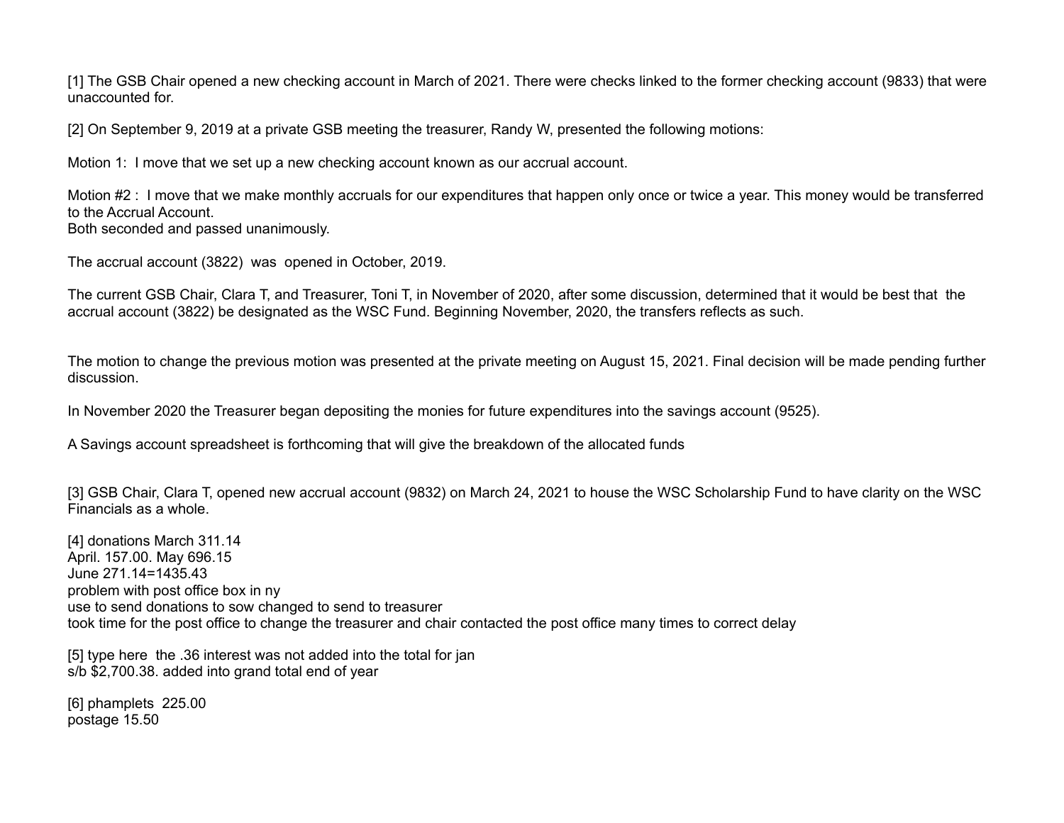[1] The GSB Chair opened a new checking account in March of 2021. There were checks linked to the former checking account (9833) that were unaccounted for.

[2] On September 9, 2019 at a private GSB meeting the treasurer, Randy W, presented the following motions:

Motion 1: I move that we set up a new checking account known as our accrual account.

Motion #2 : I move that we make monthly accruals for our expenditures that happen only once or twice a year. This money would be transferred to the Accrual Account.
Both seconded and passed unanimously.

The accrual account (3822) was opened in October, 2019.

The current GSB Chair, Clara T, and Treasurer, Toni T, in November of 2020, after some discussion, determined that it would be best that the accrual account (3822) be designated as the WSC Fund. Beginning November, 2020, the transfers reflects as such.

The motion to change the previous motion was presented at the private meeting on August 15, 2021. Final decision will be made pending further discussion.

In November 2020 the Treasurer began depositing the monies for future expenditures into the savings account (9525).

A Savings account spreadsheet is forthcoming that will give the breakdown of the allocated funds

[3] GSB Chair, Clara T, opened new accrual account (9832) on March 24, 2021 to house the WSC Scholarship Fund to have clarity on the WSC Financials as a whole.

[4] donations March 311.14
April. 157.00. May 696.15
June 271.14=1435.43
problem with post office box in ny
use to send donations to sow changed to send to treasurer
took time for the post office to change the treasurer and chair contacted the post office many times to correct delay

[5] type here the .36 interest was not added into the total for jan
s/b $2,700.38. added into grand total end of year

[6] phamplets 225.00
postage 15.50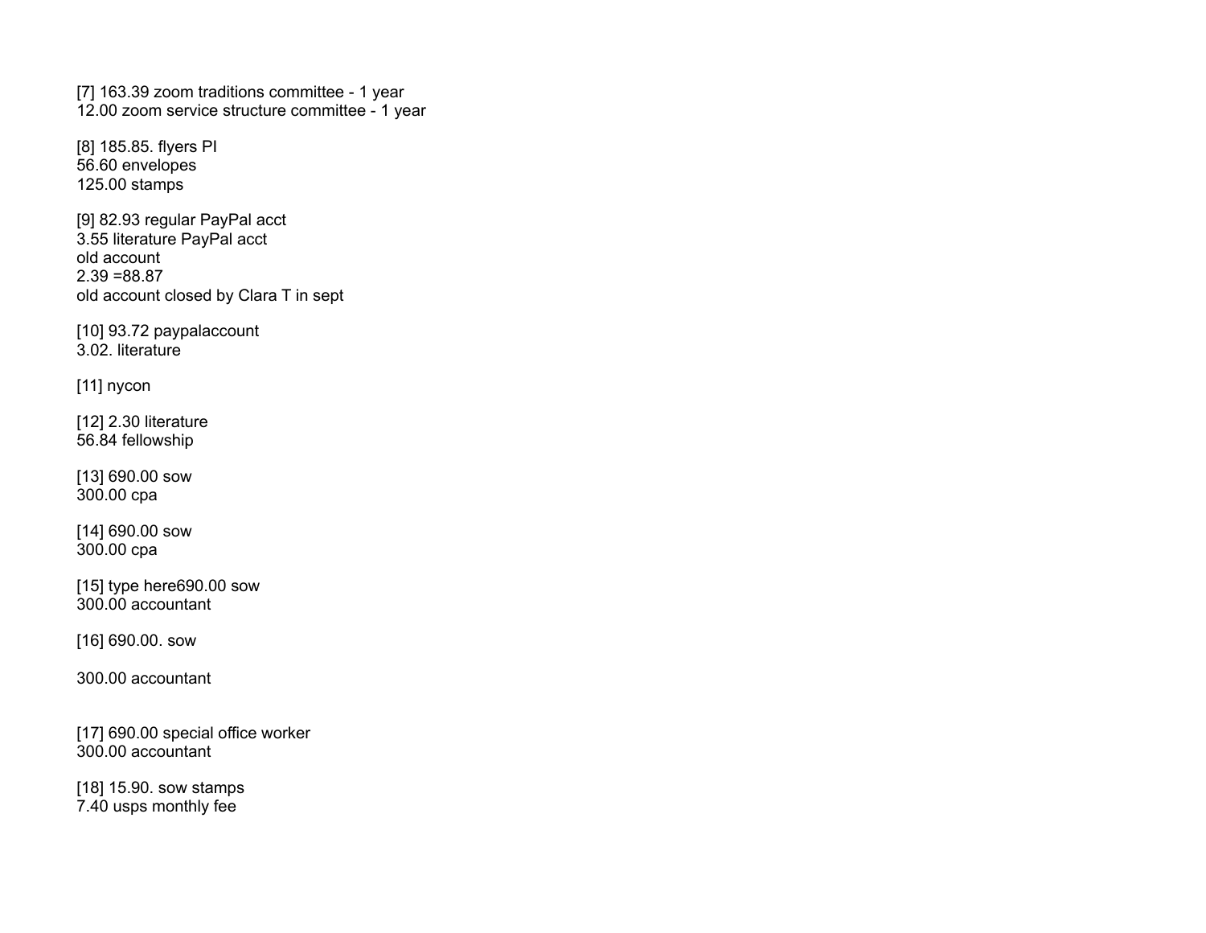[7] 163.39 zoom traditions committee - 1 year
12.00 zoom service structure committee - 1 year

[8] 185.85. flyers PI
56.60 envelopes
125.00 stamps

[9] 82.93 regular PayPal acct
3.55 literature PayPal acct
old account
2.39 =88.87
old account closed by Clara T in sept

[10] 93.72 paypalaccount
3.02. literature

[11] nycon

[12] 2.30 literature
56.84 fellowship

[13] 690.00 sow
300.00 cpa

[14] 690.00 sow
300.00 cpa

[15] type here690.00 sow
300.00 accountant

[16] 690.00. sow

300.00 accountant

[17] 690.00 special office worker
300.00 accountant

[18] 15.90. sow stamps
7.40 usps monthly fee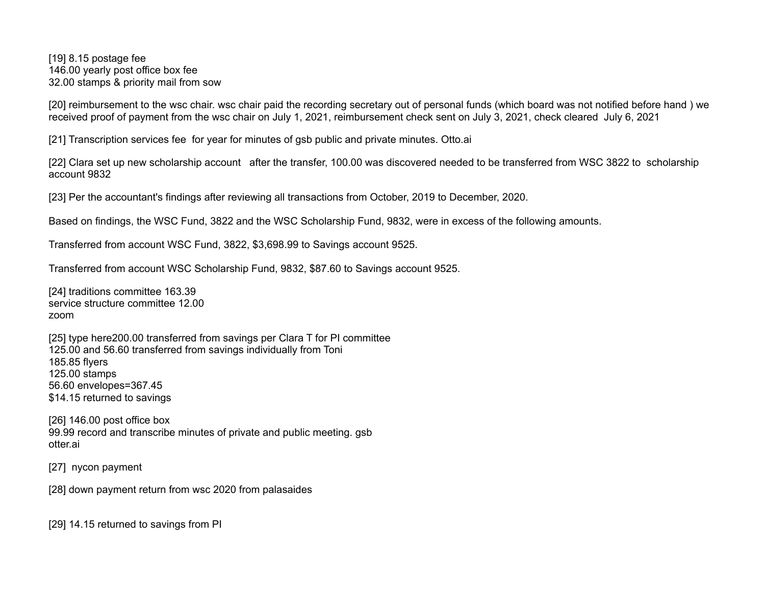[19] 8.15 postage fee
146.00 yearly post office box fee
32.00 stamps & priority mail from sow

[20] reimbursement to the wsc chair. wsc chair paid the recording secretary out of personal funds (which board was not notified before hand ) we received proof of payment from the wsc chair on July 1, 2021, reimbursement check sent on July 3, 2021, check cleared  July 6, 2021

[21] Transcription services fee  for year for minutes of gsb public and private minutes. Otto.ai

[22] Clara set up new scholarship account   after the transfer, 100.00 was discovered needed to be transferred from WSC 3822 to  scholarship account 9832

[23] Per the accountant's findings after reviewing all transactions from October, 2019 to December, 2020.

Based on findings, the WSC Fund, 3822 and the WSC Scholarship Fund, 9832, were in excess of the following amounts.

Transferred from account WSC Fund, 3822, $3,698.99 to Savings account 9525.

Transferred from account WSC Scholarship Fund, 9832, $87.60 to Savings account 9525.

[24] traditions committee 163.39
service structure committee 12.00
zoom

[25] type here200.00 transferred from savings per Clara T for PI committee
125.00 and 56.60 transferred from savings individually from Toni
185.85 flyers
125.00 stamps
56.60 envelopes=367.45
$14.15 returned to savings

[26] 146.00 post office box
99.99 record and transcribe minutes of private and public meeting. gsb
otter.ai

[27]  nycon payment

[28] down payment return from wsc 2020 from palasaides

[29] 14.15 returned to savings from PI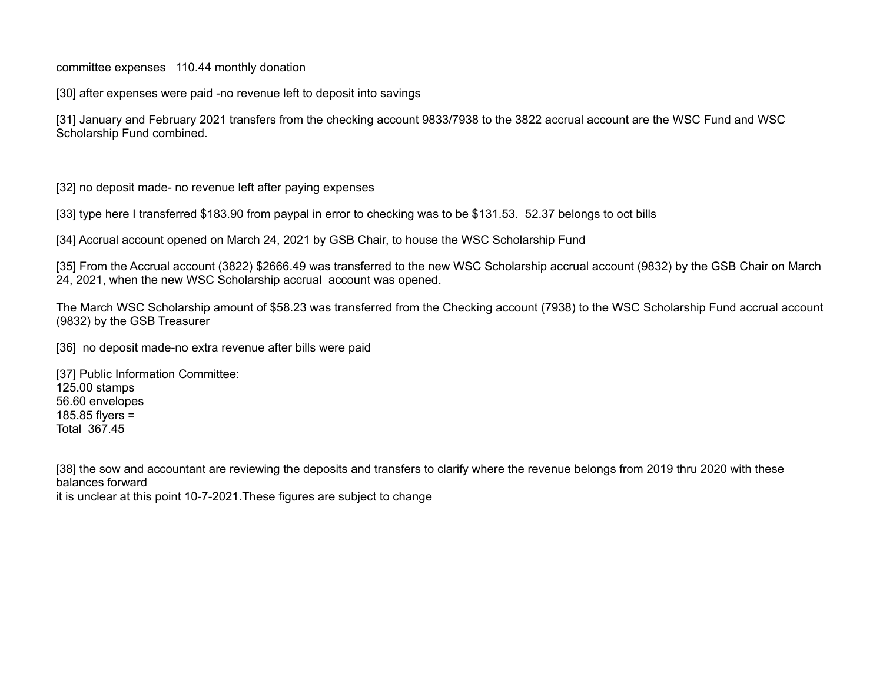committee expenses   110.44 monthly donation

[30] after expenses were paid -no revenue left to deposit into savings

[31] January and February 2021 transfers from the checking account 9833/7938 to the 3822 accrual account are the WSC Fund and WSC Scholarship Fund combined.

[32] no deposit made- no revenue left after paying expenses

[33] type here I transferred $183.90 from paypal in error to checking was to be $131.53.  52.37 belongs to oct bills

[34] Accrual account opened on March 24, 2021 by GSB Chair, to house the WSC Scholarship Fund

[35] From the Accrual account (3822) $2666.49 was transferred to the new WSC Scholarship accrual account (9832) by the GSB Chair on March 24, 2021, when the new WSC Scholarship accrual  account was opened.

The March WSC Scholarship amount of $58.23 was transferred from the Checking account (7938) to the WSC Scholarship Fund accrual account (9832) by the GSB Treasurer

[36]  no deposit made-no extra revenue after bills were paid

[37] Public Information Committee:
125.00 stamps
56.60 envelopes
185.85 flyers =
Total  367.45

[38] the sow and accountant are reviewing the deposits and transfers to clarify where the revenue belongs from 2019 thru 2020 with these balances forward
it is unclear at this point 10-7-2021.These figures are subject to change